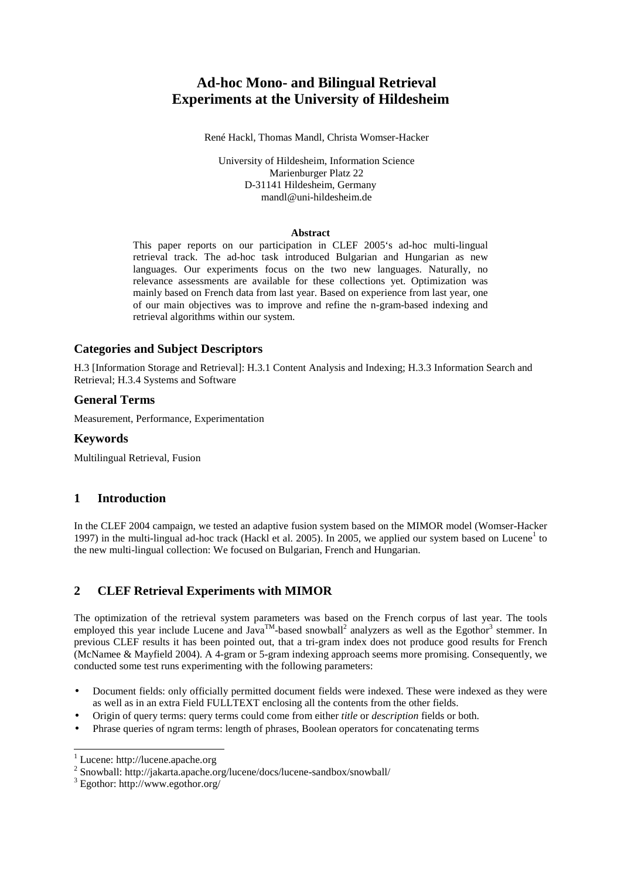# Ad-hoc Mono- and Bilingual Retrieval Experiments at the University of Hildesheim

René Hackl, Thomas Mandl, Christa Womser-Hacker

University of Hildesheim, Information Science
Marienburger Platz 22
D-31141 Hildesheim, Germany
mandl@uni-hildesheim.de

**Abstract**

This paper reports on our participation in CLEF 2005's ad-hoc multi-lingual retrieval track. The ad-hoc task introduced Bulgarian and Hungarian as new languages. Our experiments focus on the two new languages. Naturally, no relevance assessments are available for these collections yet. Optimization was mainly based on French data from last year. Based on experience from last year, one of our main objectives was to improve and refine the n-gram-based indexing and retrieval algorithms within our system.

## Categories and Subject Descriptors

H.3 [Information Storage and Retrieval]: H.3.1 Content Analysis and Indexing; H.3.3 Information Search and Retrieval; H.3.4 Systems and Software

## General Terms

Measurement, Performance, Experimentation

## Keywords

Multilingual Retrieval, Fusion

## 1 Introduction

In the CLEF 2004 campaign, we tested an adaptive fusion system based on the MIMOR model (Womser-Hacker 1997) in the multi-lingual ad-hoc track (Hackl et al. 2005). In 2005, we applied our system based on Lucene[1] to the new multi-lingual collection: We focused on Bulgarian, French and Hungarian.

## 2 CLEF Retrieval Experiments with MIMOR

The optimization of the retrieval system parameters was based on the French corpus of last year. The tools employed this year include Lucene and Java™-based snowball[2] analyzers as well as the Egothor[3] stemmer. In previous CLEF results it has been pointed out, that a tri-gram index does not produce good results for French (McNamee & Mayfield 2004). A 4-gram or 5-gram indexing approach seems more promising. Consequently, we conducted some test runs experimenting with the following parameters:

- Document fields: only officially permitted document fields were indexed. These were indexed as they were as well as in an extra Field FULLTEXT enclosing all the contents from the other fields.
- Origin of query terms: query terms could come from either *title* or *description* fields or both.
- Phrase queries of ngram terms: length of phrases, Boolean operators for concatenating terms

---

[1] Lucene: http://lucene.apache.org
[2] Snowball: http://jakarta.apache.org/lucene/docs/lucene-sandbox/snowball/
[3] Egothor: http://www.egothor.org/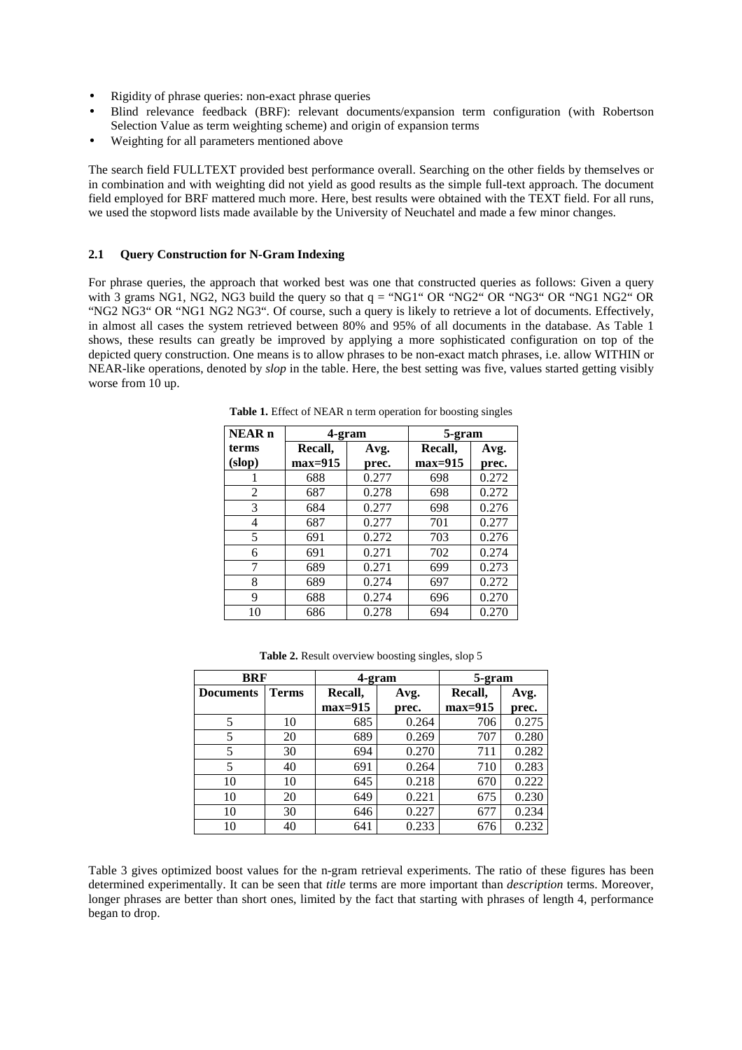- Rigidity of phrase queries: non-exact phrase queries
- Blind relevance feedback (BRF): relevant documents/expansion term configuration (with Robertson Selection Value as term weighting scheme) and origin of expansion terms
- Weighting for all parameters mentioned above

The search field FULLTEXT provided best performance overall. Searching on the other fields by themselves or in combination and with weighting did not yield as good results as the simple full-text approach. The document field employed for BRF mattered much more. Here, best results were obtained with the TEXT field. For all runs, we used the stopword lists made available by the University of Neuchatel and made a few minor changes.

### 2.1 Query Construction for N-Gram Indexing

For phrase queries, the approach that worked best was one that constructed queries as follows: Given a query with 3 grams NG1, NG2, NG3 build the query so that q = "NG1" OR "NG2" OR "NG3" OR "NG1 NG2" OR "NG2 NG3" OR "NG1 NG2 NG3". Of course, such a query is likely to retrieve a lot of documents. Effectively, in almost all cases the system retrieved between 80% and 95% of all documents in the database. As Table 1 shows, these results can greatly be improved by applying a more sophisticated configuration on top of the depicted query construction. One means is to allow phrases to be non-exact match phrases, i.e. allow WITHIN or NEAR-like operations, denoted by *slop* in the table. Here, the best setting was five, values started getting visibly worse from 10 up.

**Table 1.** Effect of NEAR n term operation for boosting singles

| NEAR n terms (slop) | 4-gram | | 5-gram | |
|---|---|---|---|---|
| | Recall, max=915 | Avg. prec. | Recall, max=915 | Avg. prec. |
| 1 | 688 | 0.277 | 698 | 0.272 |
| 2 | 687 | 0.278 | 698 | 0.272 |
| 3 | 684 | 0.277 | 698 | 0.276 |
| 4 | 687 | 0.277 | 701 | 0.277 |
| 5 | 691 | 0.272 | 703 | 0.276 |
| 6 | 691 | 0.271 | 702 | 0.274 |
| 7 | 689 | 0.271 | 699 | 0.273 |
| 8 | 689 | 0.274 | 697 | 0.272 |
| 9 | 688 | 0.274 | 696 | 0.270 |
| 10 | 686 | 0.278 | 694 | 0.270 |

**Table 2.** Result overview boosting singles, slop 5

| BRF | | 4-gram | | 5-gram | |
|---|---|---|---|---|---|
| Documents | Terms | Recall, max=915 | Avg. prec. | Recall, max=915 | Avg. prec. |
| 5 | 10 | 685 | 0.264 | 706 | 0.275 |
| 5 | 20 | 689 | 0.269 | 707 | 0.280 |
| 5 | 30 | 694 | 0.270 | 711 | 0.282 |
| 5 | 40 | 691 | 0.264 | 710 | 0.283 |
| 10 | 10 | 645 | 0.218 | 670 | 0.222 |
| 10 | 20 | 649 | 0.221 | 675 | 0.230 |
| 10 | 30 | 646 | 0.227 | 677 | 0.234 |
| 10 | 40 | 641 | 0.233 | 676 | 0.232 |

Table 3 gives optimized boost values for the n-gram retrieval experiments. The ratio of these figures has been determined experimentally. It can be seen that *title* terms are more important than *description* terms. Moreover, longer phrases are better than short ones, limited by the fact that starting with phrases of length 4, performance began to drop.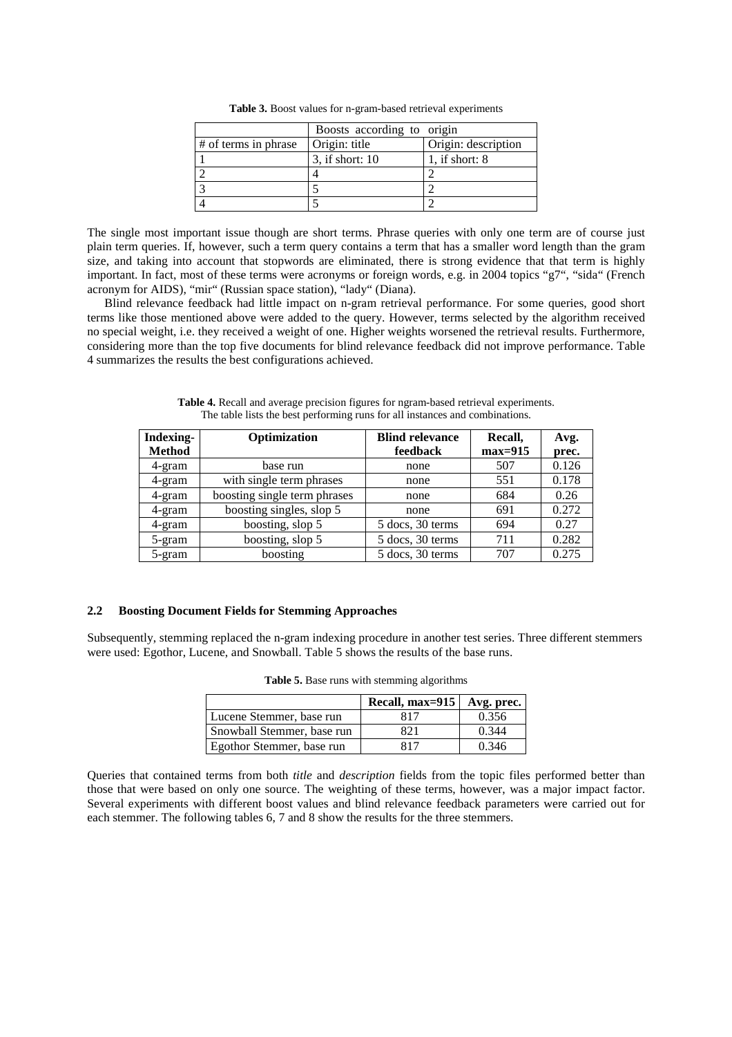**Table 3.** Boost values for n-gram-based retrieval experiments

| | Boosts according to origin | |
|---|---|---|
| # of terms in phrase | Origin: title | Origin: description |
| 1 | 3, if short: 10 | 1, if short: 8 |
| 2 | 4 | 2 |
| 3 | 5 | 2 |
| 4 | 5 | 2 |

The single most important issue though are short terms. Phrase queries with only one term are of course just plain term queries. If, however, such a term query contains a term that has a smaller word length than the gram size, and taking into account that stopwords are eliminated, there is strong evidence that that term is highly important. In fact, most of these terms were acronyms or foreign words, e.g. in 2004 topics "g7", "sida" (French acronym for AIDS), "mir" (Russian space station), "lady" (Diana).

Blind relevance feedback had little impact on n-gram retrieval performance. For some queries, good short terms like those mentioned above were added to the query. However, terms selected by the algorithm received no special weight, i.e. they received a weight of one. Higher weights worsened the retrieval results. Furthermore, considering more than the top five documents for blind relevance feedback did not improve performance. Table 4 summarizes the results the best configurations achieved.

**Table 4.** Recall and average precision figures for ngram-based retrieval experiments. The table lists the best performing runs for all instances and combinations.

| Indexing-Method | Optimization | Blind relevance feedback | Recall, max=915 | Avg. prec. |
|---|---|---|---|---|
| 4-gram | base run | none | 507 | 0.126 |
| 4-gram | with single term phrases | none | 551 | 0.178 |
| 4-gram | boosting single term phrases | none | 684 | 0.26 |
| 4-gram | boosting singles, slop 5 | none | 691 | 0.272 |
| 4-gram | boosting, slop 5 | 5 docs, 30 terms | 694 | 0.27 |
| 5-gram | boosting, slop 5 | 5 docs, 30 terms | 711 | 0.282 |
| 5-gram | boosting | 5 docs, 30 terms | 707 | 0.275 |

### 2.2 Boosting Document Fields for Stemming Approaches

Subsequently, stemming replaced the n-gram indexing procedure in another test series. Three different stemmers were used: Egothor, Lucene, and Snowball. Table 5 shows the results of the base runs.

**Table 5.** Base runs with stemming algorithms

| | Recall, max=915 | Avg. prec. |
|---|---|---|
| Lucene Stemmer, base run | 817 | 0.356 |
| Snowball Stemmer, base run | 821 | 0.344 |
| Egothor Stemmer, base run | 817 | 0.346 |

Queries that contained terms from both *title* and *description* fields from the topic files performed better than those that were based on only one source. The weighting of these terms, however, was a major impact factor. Several experiments with different boost values and blind relevance feedback parameters were carried out for each stemmer. The following tables 6, 7 and 8 show the results for the three stemmers.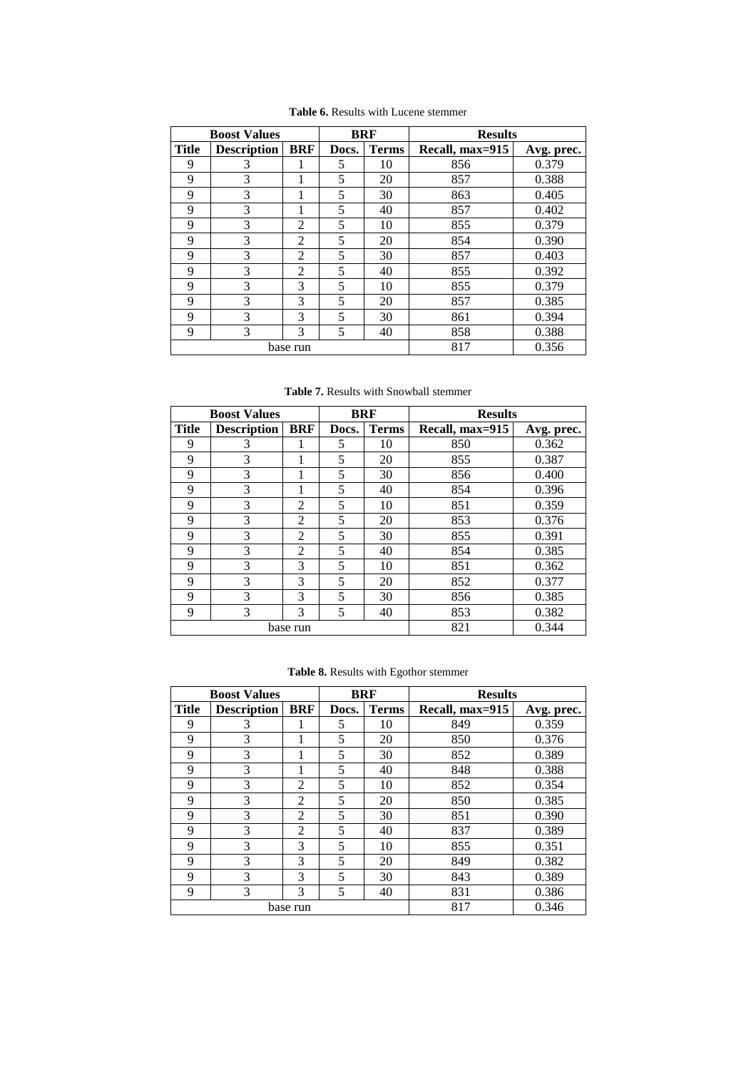**Table 6.** Results with Lucene stemmer

| Boost Values | | | BRF | | Results | |
|---|---|---|---|---|---|---|
| **Title** | **Description** | **BRF** | **Docs.** | **Terms** | **Recall, max=915** | **Avg. prec.** |
| 9 | 3 | 1 | 5 | 10 | 856 | 0.379 |
| 9 | 3 | 1 | 5 | 20 | 857 | 0.388 |
| 9 | 3 | 1 | 5 | 30 | 863 | 0.405 |
| 9 | 3 | 1 | 5 | 40 | 857 | 0.402 |
| 9 | 3 | 2 | 5 | 10 | 855 | 0.379 |
| 9 | 3 | 2 | 5 | 20 | 854 | 0.390 |
| 9 | 3 | 2 | 5 | 30 | 857 | 0.403 |
| 9 | 3 | 2 | 5 | 40 | 855 | 0.392 |
| 9 | 3 | 3 | 5 | 10 | 855 | 0.379 |
| 9 | 3 | 3 | 5 | 20 | 857 | 0.385 |
| 9 | 3 | 3 | 5 | 30 | 861 | 0.394 |
| 9 | 3 | 3 | 5 | 40 | 858 | 0.388 |
| base run | | | | | 817 | 0.356 |

**Table 7.** Results with Snowball stemmer

| Boost Values | | | BRF | | Results | |
|---|---|---|---|---|---|---|
| **Title** | **Description** | **BRF** | **Docs.** | **Terms** | **Recall, max=915** | **Avg. prec.** |
| 9 | 3 | 1 | 5 | 10 | 850 | 0.362 |
| 9 | 3 | 1 | 5 | 20 | 855 | 0.387 |
| 9 | 3 | 1 | 5 | 30 | 856 | 0.400 |
| 9 | 3 | 1 | 5 | 40 | 854 | 0.396 |
| 9 | 3 | 2 | 5 | 10 | 851 | 0.359 |
| 9 | 3 | 2 | 5 | 20 | 853 | 0.376 |
| 9 | 3 | 2 | 5 | 30 | 855 | 0.391 |
| 9 | 3 | 2 | 5 | 40 | 854 | 0.385 |
| 9 | 3 | 3 | 5 | 10 | 851 | 0.362 |
| 9 | 3 | 3 | 5 | 20 | 852 | 0.377 |
| 9 | 3 | 3 | 5 | 30 | 856 | 0.385 |
| 9 | 3 | 3 | 5 | 40 | 853 | 0.382 |
| base run | | | | | 821 | 0.344 |

**Table 8.** Results with Egothor stemmer

| Boost Values | | | BRF | | Results | |
|---|---|---|---|---|---|---|
| **Title** | **Description** | **BRF** | **Docs.** | **Terms** | **Recall, max=915** | **Avg. prec.** |
| 9 | 3 | 1 | 5 | 10 | 849 | 0.359 |
| 9 | 3 | 1 | 5 | 20 | 850 | 0.376 |
| 9 | 3 | 1 | 5 | 30 | 852 | 0.389 |
| 9 | 3 | 1 | 5 | 40 | 848 | 0.388 |
| 9 | 3 | 2 | 5 | 10 | 852 | 0.354 |
| 9 | 3 | 2 | 5 | 20 | 850 | 0.385 |
| 9 | 3 | 2 | 5 | 30 | 851 | 0.390 |
| 9 | 3 | 2 | 5 | 40 | 837 | 0.389 |
| 9 | 3 | 3 | 5 | 10 | 855 | 0.351 |
| 9 | 3 | 3 | 5 | 20 | 849 | 0.382 |
| 9 | 3 | 3 | 5 | 30 | 843 | 0.389 |
| 9 | 3 | 3 | 5 | 40 | 831 | 0.386 |
| base run | | | | | 817 | 0.346 |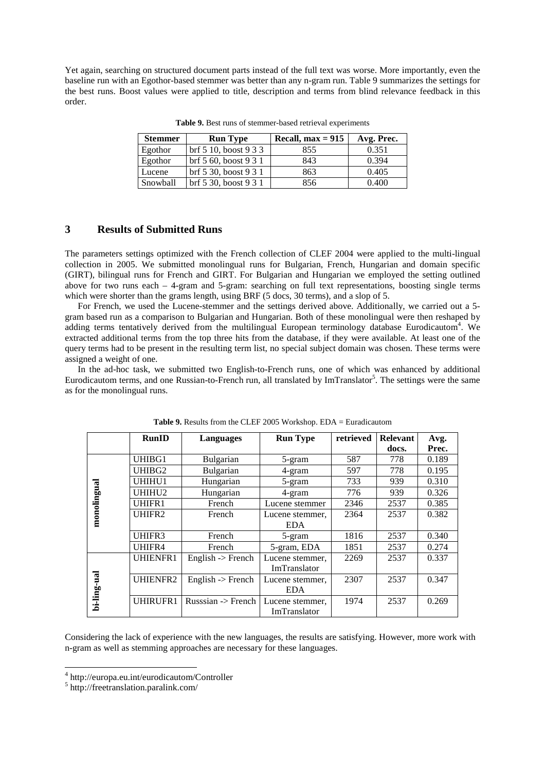Yet again, searching on structured document parts instead of the full text was worse. More importantly, even the baseline run with an Egothor-based stemmer was better than any n-gram run. Table 9 summarizes the settings for the best runs. Boost values were applied to title, description and terms from blind relevance feedback in this order.

**Table 9.** Best runs of stemmer-based retrieval experiments

| Stemmer | Run Type | Recall, max = 915 | Avg. Prec. |
|---|---|---|---|
| Egothor | brf 5 10, boost 9 3 3 | 855 | 0.351 |
| Egothor | brf 5 60, boost 9 3 1 | 843 | 0.394 |
| Lucene | brf 5 30, boost 9 3 1 | 863 | 0.405 |
| Snowball | brf 5 30, boost 9 3 1 | 856 | 0.400 |

## 3 Results of Submitted Runs

The parameters settings optimized with the French collection of CLEF 2004 were applied to the multi-lingual collection in 2005. We submitted monolingual runs for Bulgarian, French, Hungarian and domain specific (GIRT), bilingual runs for French and GIRT. For Bulgarian and Hungarian we employed the setting outlined above for two runs each – 4-gram and 5-gram: searching on full text representations, boosting single terms which were shorter than the grams length, using BRF (5 docs, 30 terms), and a slop of 5.

For French, we used the Lucene-stemmer and the settings derived above. Additionally, we carried out a 5-gram based run as a comparison to Bulgarian and Hungarian. Both of these monolingual were then reshaped by adding terms tentatively derived from the multilingual European terminology database Eurodicautom[4]. We extracted additional terms from the top three hits from the database, if they were available. At least one of the query terms had to be present in the resulting term list, no special subject domain was chosen. These terms were assigned a weight of one.

In the ad-hoc task, we submitted two English-to-French runs, one of which was enhanced by additional Eurodicautom terms, and one Russian-to-French run, all translated by ImTranslator[5]. The settings were the same as for the monolingual runs.

**Table 9.** Results from the CLEF 2005 Workshop. EDA = Euradicautom

| | RunID | Languages | Run Type | retrieved | Relevant docs. | Avg. Prec. |
|---|---|---|---|---|---|---|
| monolingual | UHIBG1 | Bulgarian | 5-gram | 587 | 778 | 0.189 |
| | UHIBG2 | Bulgarian | 4-gram | 597 | 778 | 0.195 |
| | UHIHU1 | Hungarian | 5-gram | 733 | 939 | 0.310 |
| | UHIHU2 | Hungarian | 4-gram | 776 | 939 | 0.326 |
| | UHIFR1 | French | Lucene stemmer | 2346 | 2537 | 0.385 |
| | UHIFR2 | French | Lucene stemmer, EDA | 2364 | 2537 | 0.382 |
| | UHIFR3 | French | 5-gram | 1816 | 2537 | 0.340 |
| | UHIFR4 | French | 5-gram, EDA | 1851 | 2537 | 0.274 |
| bi-ling-ual | UHIENFR1 | English -> French | Lucene stemmer, ImTranslator | 2269 | 2537 | 0.337 |
| | UHIENFR2 | English -> French | Lucene stemmer, EDA | 2307 | 2537 | 0.347 |
| | UHIRUFR1 | Russsian -> French | Lucene stemmer, ImTranslator | 1974 | 2537 | 0.269 |

Considering the lack of experience with the new languages, the results are satisfying. However, more work with n-gram as well as stemming approaches are necessary for these languages.

[4] http://europa.eu.int/eurodicautom/Controller

[5] http://freetranslation.paralink.com/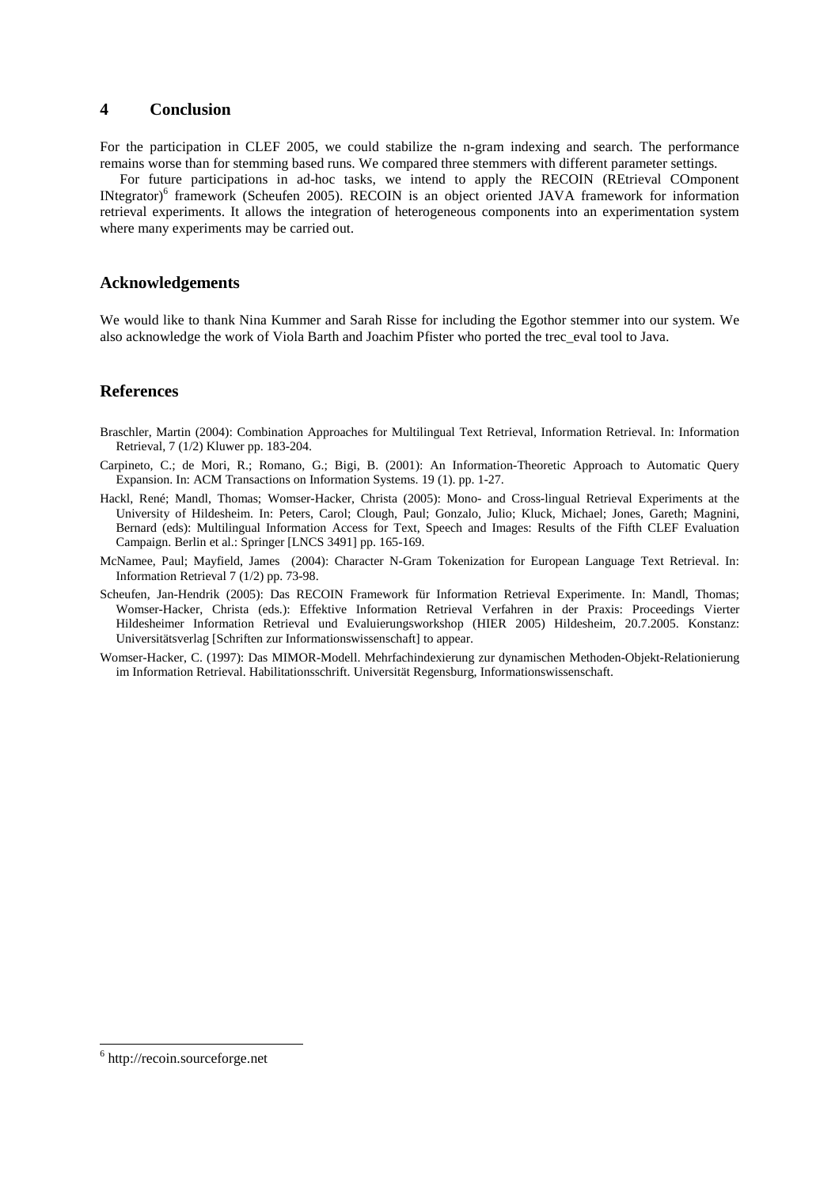## 4 Conclusion

For the participation in CLEF 2005, we could stabilize the n-gram indexing and search. The performance remains worse than for stemming based runs. We compared three stemmers with different parameter settings.

For future participations in ad-hoc tasks, we intend to apply the RECOIN (REtrieval COmponent INtegrator)[6] framework (Scheufen 2005). RECOIN is an object oriented JAVA framework for information retrieval experiments. It allows the integration of heterogeneous components into an experimentation system where many experiments may be carried out.

## Acknowledgements

We would like to thank Nina Kummer and Sarah Risse for including the Egothor stemmer into our system. We also acknowledge the work of Viola Barth and Joachim Pfister who ported the trec_eval tool to Java.

## References

Braschler, Martin (2004): Combination Approaches for Multilingual Text Retrieval, Information Retrieval. In: Information Retrieval, 7 (1/2) Kluwer pp. 183-204.

Carpineto, C.; de Mori, R.; Romano, G.; Bigi, B. (2001): An Information-Theoretic Approach to Automatic Query Expansion. In: ACM Transactions on Information Systems. 19 (1). pp. 1-27.

Hackl, René; Mandl, Thomas; Womser-Hacker, Christa (2005): Mono- and Cross-lingual Retrieval Experiments at the University of Hildesheim. In: Peters, Carol; Clough, Paul; Gonzalo, Julio; Kluck, Michael; Jones, Gareth; Magnini, Bernard (eds): Multilingual Information Access for Text, Speech and Images: Results of the Fifth CLEF Evaluation Campaign. Berlin et al.: Springer [LNCS 3491] pp. 165-169.

McNamee, Paul; Mayfield, James (2004): Character N-Gram Tokenization for European Language Text Retrieval. In: Information Retrieval 7 (1/2) pp. 73-98.

Scheufen, Jan-Hendrik (2005): Das RECOIN Framework für Information Retrieval Experimente. In: Mandl, Thomas; Womser-Hacker, Christa (eds.): Effektive Information Retrieval Verfahren in der Praxis: Proceedings Vierter Hildesheimer Information Retrieval und Evaluierungsworkshop (HIER 2005) Hildesheim, 20.7.2005. Konstanz: Universitätsverlag [Schriften zur Informationswissenschaft] to appear.

Womser-Hacker, C. (1997): Das MIMOR-Modell. Mehrfachindexierung zur dynamischen Methoden-Objekt-Relationierung im Information Retrieval. Habilitationsschrift. Universität Regensburg, Informationswissenschaft.

[6] http://recoin.sourceforge.net